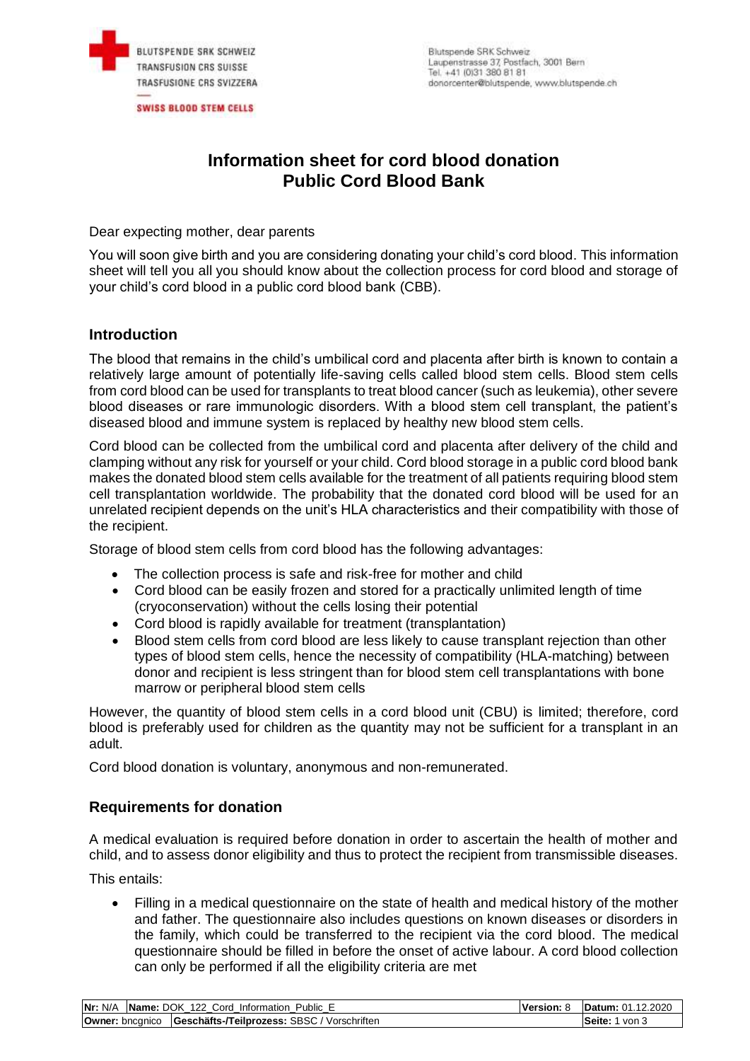# Information sheet for cord blood donation
# Public Cord Blood Bank

Dear expecting mother, dear parents

You will soon give birth and you are considering donating your child's cord blood. This information sheet will tell you all you should know about the collection process for cord blood and storage of your child's cord blood in a public cord blood bank (CBB).

## Introduction

The blood that remains in the child's umbilical cord and placenta after birth is known to contain a relatively large amount of potentially life-saving cells called blood stem cells. Blood stem cells from cord blood can be used for transplants to treat blood cancer (such as leukemia), other severe blood diseases or rare immunologic disorders. With a blood stem cell transplant, the patient's diseased blood and immune system is replaced by healthy new blood stem cells.

Cord blood can be collected from the umbilical cord and placenta after delivery of the child and clamping without any risk for yourself or your child. Cord blood storage in a public cord blood bank makes the donated blood stem cells available for the treatment of all patients requiring blood stem cell transplantation worldwide. The probability that the donated cord blood will be used for an unrelated recipient depends on the unit's HLA characteristics and their compatibility with those of the recipient.

Storage of blood stem cells from cord blood has the following advantages:

- The collection process is safe and risk-free for mother and child
- Cord blood can be easily frozen and stored for a practically unlimited length of time (cryoconservation) without the cells losing their potential
- Cord blood is rapidly available for treatment (transplantation)
- Blood stem cells from cord blood are less likely to cause transplant rejection than other types of blood stem cells, hence the necessity of compatibility (HLA-matching) between donor and recipient is less stringent than for blood stem cell transplantations with bone marrow or peripheral blood stem cells

However, the quantity of blood stem cells in a cord blood unit (CBU) is limited; therefore, cord blood is preferably used for children as the quantity may not be sufficient for a transplant in an adult.

Cord blood donation is voluntary, anonymous and non-remunerated.

## Requirements for donation

A medical evaluation is required before donation in order to ascertain the health of mother and child, and to assess donor eligibility and thus to protect the recipient from transmissible diseases.

This entails:

- Filling in a medical questionnaire on the state of health and medical history of the mother and father. The questionnaire also includes questions on known diseases or disorders in the family, which could be transferred to the recipient via the cord blood. The medical questionnaire should be filled in before the onset of active labour. A cord blood collection can only be performed if all the eligibility criteria are met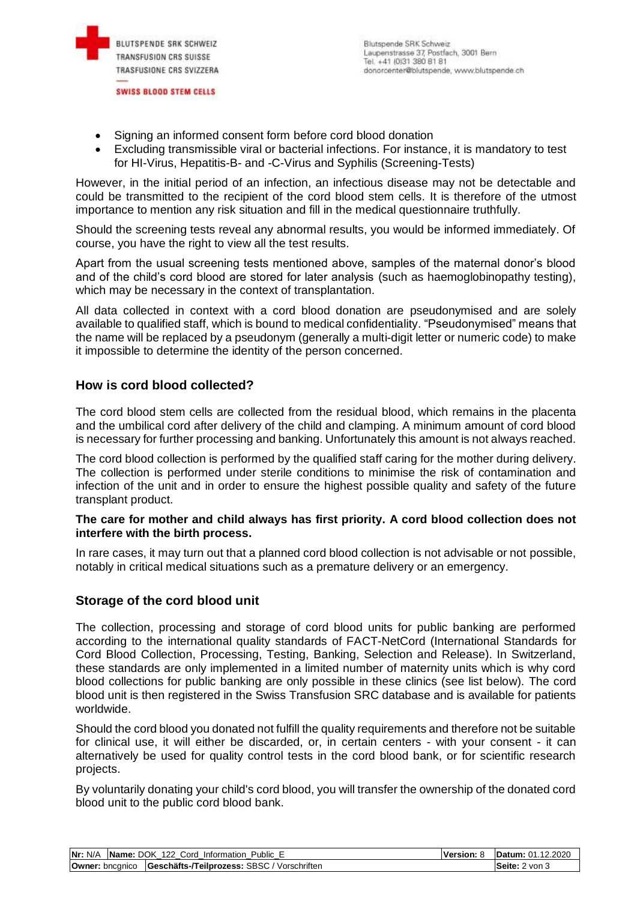- Signing an informed consent form before cord blood donation
- Excluding transmissible viral or bacterial infections. For instance, it is mandatory to test for HI-Virus, Hepatitis-B- and -C-Virus and Syphilis (Screening-Tests)

However, in the initial period of an infection, an infectious disease may not be detectable and could be transmitted to the recipient of the cord blood stem cells. It is therefore of the utmost importance to mention any risk situation and fill in the medical questionnaire truthfully.

Should the screening tests reveal any abnormal results, you would be informed immediately. Of course, you have the right to view all the test results.

Apart from the usual screening tests mentioned above, samples of the maternal donor's blood and of the child's cord blood are stored for later analysis (such as haemoglobinopathy testing), which may be necessary in the context of transplantation.

All data collected in context with a cord blood donation are pseudonymised and are solely available to qualified staff, which is bound to medical confidentiality. "Pseudonymised" means that the name will be replaced by a pseudonym (generally a multi-digit letter or numeric code) to make it impossible to determine the identity of the person concerned.

## How is cord blood collected?

The cord blood stem cells are collected from the residual blood, which remains in the placenta and the umbilical cord after delivery of the child and clamping. A minimum amount of cord blood is necessary for further processing and banking. Unfortunately this amount is not always reached.

The cord blood collection is performed by the qualified staff caring for the mother during delivery. The collection is performed under sterile conditions to minimise the risk of contamination and infection of the unit and in order to ensure the highest possible quality and safety of the future transplant product.

**The care for mother and child always has first priority. A cord blood collection does not interfere with the birth process.**

In rare cases, it may turn out that a planned cord blood collection is not advisable or not possible, notably in critical medical situations such as a premature delivery or an emergency.

## Storage of the cord blood unit

The collection, processing and storage of cord blood units for public banking are performed according to the international quality standards of FACT-NetCord (International Standards for Cord Blood Collection, Processing, Testing, Banking, Selection and Release). In Switzerland, these standards are only implemented in a limited number of maternity units which is why cord blood collections for public banking are only possible in these clinics (see list below). The cord blood unit is then registered in the Swiss Transfusion SRC database and is available for patients worldwide.

Should the cord blood you donated not fulfill the quality requirements and therefore not be suitable for clinical use, it will either be discarded, or, in certain centers - with your consent - it can alternatively be used for quality control tests in the cord blood bank, or for scientific research projects.

By voluntarily donating your child's cord blood, you will transfer the ownership of the donated cord blood unit to the public cord blood bank.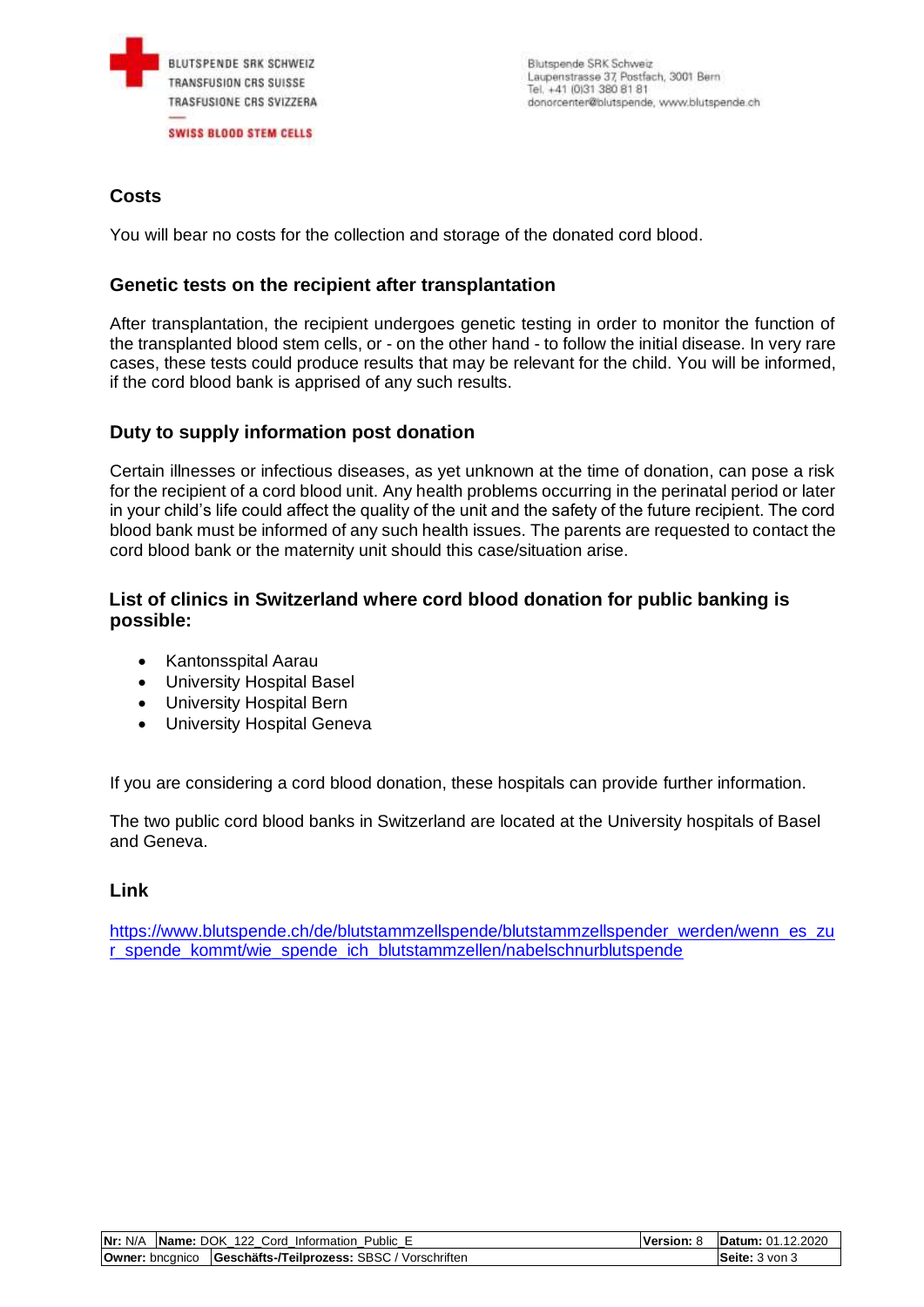## Costs

You will bear no costs for the collection and storage of the donated cord blood.

## Genetic tests on the recipient after transplantation

After transplantation, the recipient undergoes genetic testing in order to monitor the function of the transplanted blood stem cells, or - on the other hand - to follow the initial disease. In very rare cases, these tests could produce results that may be relevant for the child. You will be informed, if the cord blood bank is apprised of any such results.

## Duty to supply information post donation

Certain illnesses or infectious diseases, as yet unknown at the time of donation, can pose a risk for the recipient of a cord blood unit. Any health problems occurring in the perinatal period or later in your child's life could affect the quality of the unit and the safety of the future recipient. The cord blood bank must be informed of any such health issues. The parents are requested to contact the cord blood bank or the maternity unit should this case/situation arise.

## List of clinics in Switzerland where cord blood donation for public banking is possible:

- Kantonsspital Aarau
- University Hospital Basel
- University Hospital Bern
- University Hospital Geneva

If you are considering a cord blood donation, these hospitals can provide further information.

The two public cord blood banks in Switzerland are located at the University hospitals of Basel and Geneva.

## Link

https://www.blutspende.ch/de/blutstammzellspende/blutstammzellspender_werden/wenn_es_zur_spende_kommt/wie_spende_ich_blutstammzellen/nabelschnurblutspende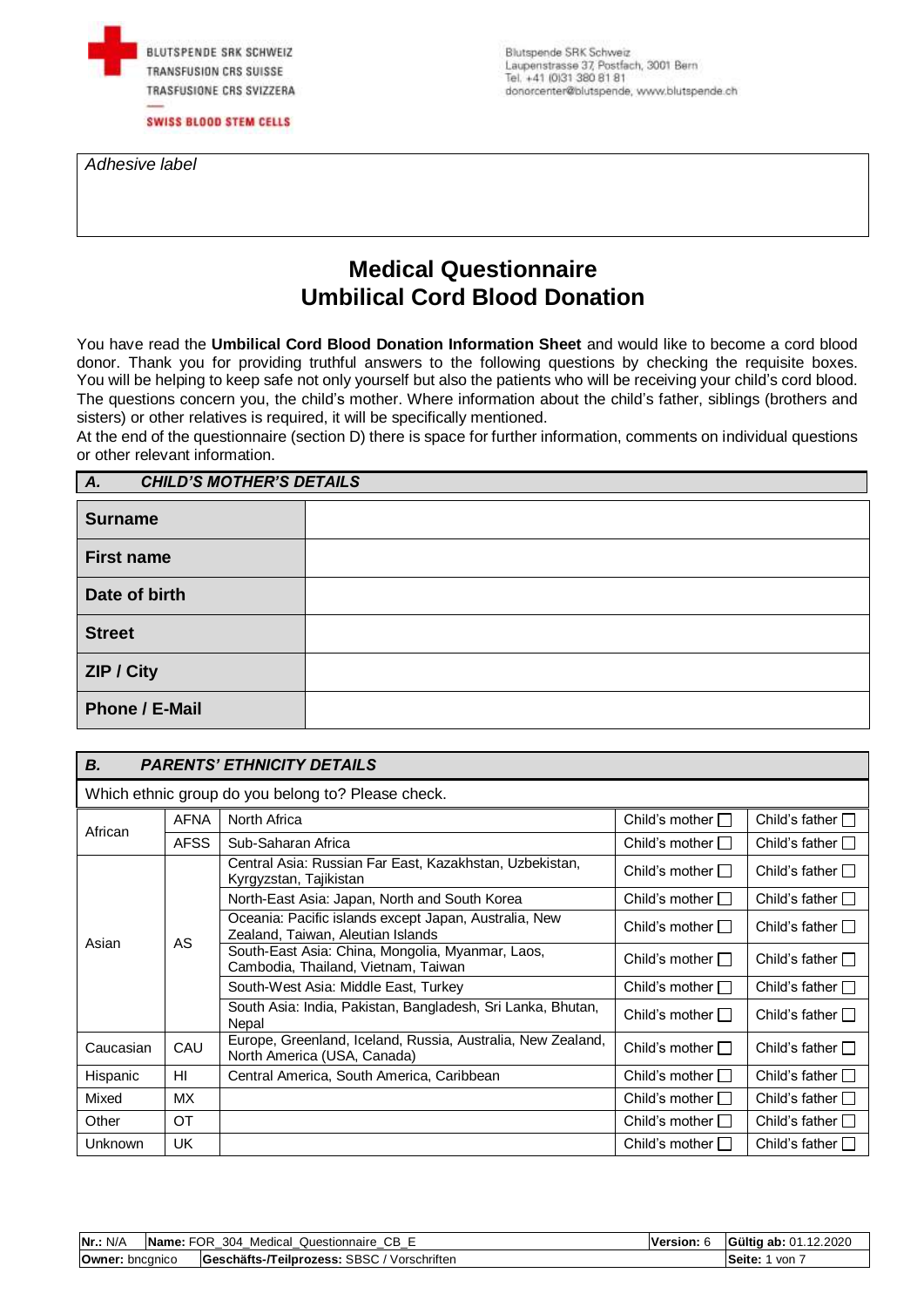BLUTSPENDE SRK SCHWEIZ
TRANSFUSION CRS SUISSE
TRASFUSIONE CRS SVIZZERA

SWISS BLOOD STEM CELLS

Blutspende SRK Schweiz
Laupenstrasse 37, Postfach, 3001 Bern
Tel. +41 (0)31 380 81 81
donorcenter@blutspende, www.blutspende.ch

| *Adhesive label* |
|---|
| |

# Medical Questionnaire
# Umbilical Cord Blood Donation

You have read the **Umbilical Cord Blood Donation Information Sheet** and would like to become a cord blood donor. Thank you for providing truthful answers to the following questions by checking the requisite boxes. You will be helping to keep safe not only yourself but also the patients who will be receiving your child's cord blood. The questions concern you, the child's mother. Where information about the child's father, siblings (brothers and sisters) or other relatives is required, it will be specifically mentioned.

At the end of the questionnaire (section D) there is space for further information, comments on individual questions or other relevant information.

## *A. CHILD'S MOTHER'S DETAILS*

| | |
|---|---|
| **Surname** | |
| **First name** | |
| **Date of birth** | |
| **Street** | |
| **ZIP / City** | |
| **Phone / E-Mail** | |

## *B. PARENTS' ETHNICITY DETAILS*

Which ethnic group do you belong to? Please check.

| | | | | |
|---|---|---|---|---|
| African | AFNA | North Africa | Child's mother ☐ | Child's father ☐ |
| | AFSS | Sub-Saharan Africa | Child's mother ☐ | Child's father ☐ |
| Asian | AS | Central Asia: Russian Far East, Kazakhstan, Uzbekistan, Kyrgyzstan, Tajikistan | Child's mother ☐ | Child's father ☐ |
| | | North-East Asia: Japan, North and South Korea | Child's mother ☐ | Child's father ☐ |
| | | Oceania: Pacific islands except Japan, Australia, New Zealand, Taiwan, Aleutian Islands | Child's mother ☐ | Child's father ☐ |
| | | South-East Asia: China, Mongolia, Myanmar, Laos, Cambodia, Thailand, Vietnam, Taiwan | Child's mother ☐ | Child's father ☐ |
| | | South-West Asia: Middle East, Turkey | Child's mother ☐ | Child's father ☐ |
| | | South Asia: India, Pakistan, Bangladesh, Sri Lanka, Bhutan, Nepal | Child's mother ☐ | Child's father ☐ |
| Caucasian | CAU | Europe, Greenland, Iceland, Russia, Australia, New Zealand, North America (USA, Canada) | Child's mother ☐ | Child's father ☐ |
| Hispanic | HI | Central America, South America, Caribbean | Child's mother ☐ | Child's father ☐ |
| Mixed | MX | | Child's mother ☐ | Child's father ☐ |
| Other | OT | | Child's mother ☐ | Child's father ☐ |
| Unknown | UK | | Child's mother ☐ | Child's father ☐ |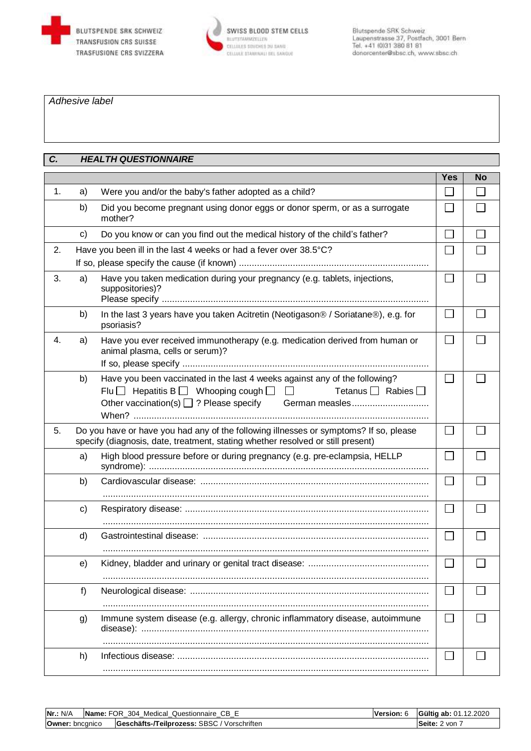BLUTSPENDE SRK SCHWEIZ
TRANSFUSION CRS SUISSE
TRASFUSIONE CRS SVIZZERA

SWISS BLOOD STEM CELLS
BLUTSTAMMZELLEN
CELLULES SOUCHES DU SANG
CELLULE STAMINALI DEL SANGUE

Blutspende SRK Schweiz
Laupenstrasse 37, Postfach, 3001 Bern
Tel. +41 (0)31 380 81 81
donorcenter@sbsc.ch, www.sbsc.ch

*Adhesive label*

## *C. HEALTH QUESTIONNAIRE*

| | | | Yes | No |
|---|---|---|---|---|
| 1. | a) | Were you and/or the baby's father adopted as a child? | ☐ | ☐ |
| | b) | Did you become pregnant using donor eggs or donor sperm, or as a surrogate mother? | ☐ | ☐ |
| | c) | Do you know or can you find out the medical history of the child's father? | ☐ | ☐ |
| 2. | | Have you been ill in the last 4 weeks or had a fever over 38.5°C? If so, please specify the cause (if known) ............ | ☐ | ☐ |
| 3. | a) | Have you taken medication during your pregnancy (e.g. tablets, injections, suppositories)? Please specify ............ | ☐ | ☐ |
| | b) | In the last 3 years have you taken Acitretin (Neotigason® / Soriatane®), e.g. for psoriasis? | ☐ | ☐ |
| 4. | a) | Have you ever received immunotherapy (e.g. medication derived from human or animal plasma, cells or serum)? If so, please specify ............ | ☐ | ☐ |
| | b) | Have you been vaccinated in the last 4 weeks against any of the following? Flu ☐ Hepatitis B ☐ Whooping cough ☐ ☐ Tetanus ☐ Rabies ☐ Other vaccination(s) ☐ ? Please specify German measles............ When? ............ | ☐ | ☐ |
| 5. | | Do you have or have you had any of the following illnesses or symptoms? If so, please specify (diagnosis, date, treatment, stating whether resolved or still present) | ☐ | ☐ |
| | a) | High blood pressure before or during pregnancy (e.g. pre-eclampsia, HELLP syndrome): ............ | ☐ | ☐ |
| | b) | Cardiovascular disease: ............ | ☐ | ☐ |
| | c) | Respiratory disease: ............ | ☐ | ☐ |
| | d) | Gastrointestinal disease: ............ | ☐ | ☐ |
| | e) | Kidney, bladder and urinary or genital tract disease: ............ | ☐ | ☐ |
| | f) | Neurological disease: ............ | ☐ | ☐ |
| | g) | Immune system disease (e.g. allergy, chronic inflammatory disease, autoimmune disease): ............ | ☐ | ☐ |
| | h) | Infectious disease: ............ | ☐ | ☐ |

| **Nr.:** N/A | **Name:** FOR_304_Medical_Questionnaire_CB_E | **Version:** 6 | **Gültig ab:** 01.12.2020 |
|---|---|---|---|
| **Owner:** bncgnico | **Geschäfts-/Teilprozess:** SBSC / Vorschriften | | **Seite:** 2 von 7 |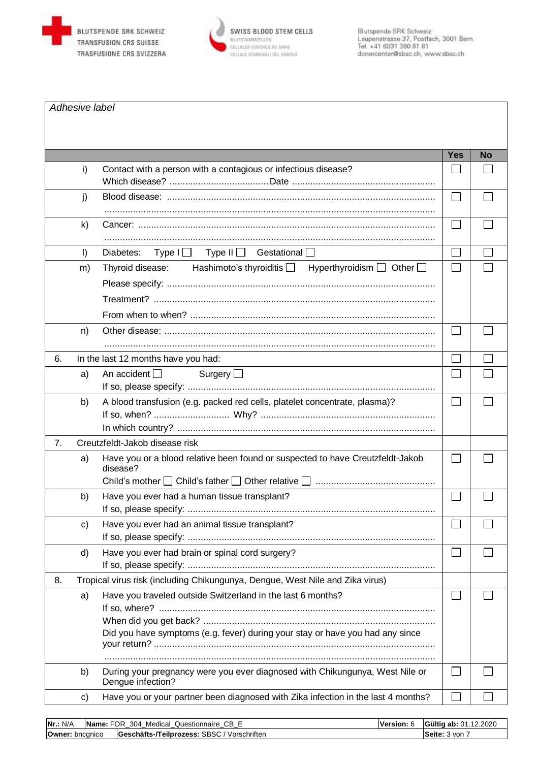Blutspende SRK Schweiz
Laupenstrasse 37, Postfach, 3001 Bern
Tel. +41 (0)31 380 81 81
donorcenter@sbsc.ch, www.sbsc.ch

*Adhesive label*

| | | | Yes | No |
|---|---|---|---|---|
| | i) | Contact with a person with a contagious or infectious disease?<br>Which disease? ...................................... Date ...................................................... | ☐ | ☐ |
| | j) | Blood disease: ......................................................................................................<br>............................................................................................................................ | ☐ | ☐ |
| | k) | Cancer: ................................................................................................................<br>............................................................................................................................ | ☐ | ☐ |
| | l) | Diabetes: Type I ☐ Type II ☐ Gestational ☐ | ☐ | ☐ |
| | m) | Thyroid disease: Hashimoto's thyroiditis ☐ Hyperthyroidism ☐ Other ☐<br>Please specify: .....................................................................................................<br>Treatment? ..........................................................................................................<br>From when to when? ............................................................................................. | ☐ | ☐ |
| | n) | Other disease: .......................................................................................................<br>............................................................................................................................ | ☐ | ☐ |
| 6. | | In the last 12 months have you had: | ☐ | ☐ |
| | a) | An accident ☐ Surgery ☐<br>If so, please specify: .............................................................................................. | ☐ | ☐ |
| | b) | A blood transfusion (e.g. packed red cells, platelet concentrate, plasma)?<br>If so, when? ............................. Why? ..................................................................<br>In which country? ................................................................................................. | ☐ | ☐ |
| 7. | | Creutzfeldt-Jakob disease risk | | |
| | a) | Have you or a blood relative been found or suspected to have Creutzfeldt-Jakob disease?<br>Child's mother ☐ Child's father ☐ Other relative ☐ ............................................. | ☐ | ☐ |
| | b) | Have you ever had a human tissue transplant?<br>If so, please specify: .............................................................................................. | ☐ | ☐ |
| | c) | Have you ever had an animal tissue transplant?<br>If so, please specify: .............................................................................................. | ☐ | ☐ |
| | d) | Have you ever had brain or spinal cord surgery?<br>If so, please specify: .............................................................................................. | ☐ | ☐ |
| 8. | | Tropical virus risk (including Chikungunya, Dengue, West Nile and Zika virus) | | |
| | a) | Have you traveled outside Switzerland in the last 6 months?<br>If so, where? ........................................................................................................<br>When did you get back? ........................................................................................<br>Did you have symptoms (e.g. fever) during your stay or have you had any since your return? ..........................................................................................................<br>............................................................................................................................ | ☐ | ☐ |
| | b) | During your pregnancy were you ever diagnosed with Chikungunya, West Nile or Dengue infection? | ☐ | ☐ |
| | c) | Have you or your partner been diagnosed with Zika infection in the last 4 months? | ☐ | ☐ |

| **Nr.:** N/A | **Name:** FOR_304_Medical_Questionnaire_CB_E | **Version:** 6 | **Gültig ab:** 01.12.2020 |
|---|---|---|---|
| **Owner:** bncgnico | **Geschäfts-/Teilprozess:** SBSC / Vorschriften | | **Seite:** 3 von 7 |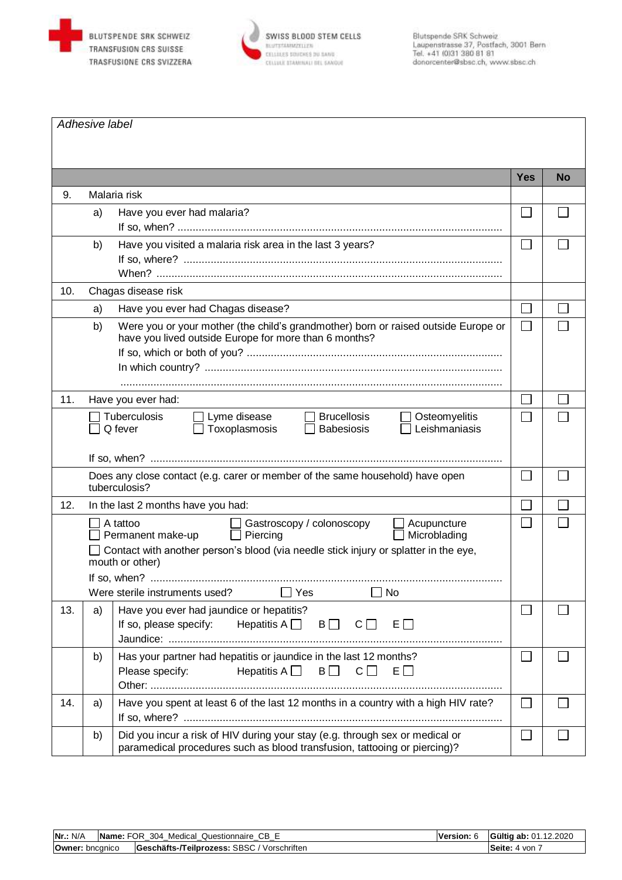BLUTSPENDE SRK SCHWEIZ
TRANSFUSION CRS SUISSE
TRASFUSIONE CRS SVIZZERA

SWISS BLOOD STEM CELLS
BLUTSTAMMZELLEN
CELLULES SOUCHES DU SANG
CELLULE STAMINALI DEL SANGUE

Blutspende SRK Schweiz
Laupenstrasse 37, Postfach, 3001 Bern
Tel. +41 (0)31 380 81 81
donorcenter@sbsc.ch, www.sbsc.ch

*Adhesive label*

| | | | Yes | No |
|---|---|---|---|---|
| 9. | Malaria risk | | | |
| | a) | Have you ever had malaria?<br>If so, when? .......... | ☐ | ☐ |
| | b) | Have you visited a malaria risk area in the last 3 years?<br>If so, where? ..........<br>When? .......... | ☐ | ☐ |
| 10. | Chagas disease risk | | | |
| | a) | Have you ever had Chagas disease? | ☐ | ☐ |
| | b) | Were you or your mother (the child's grandmother) born or raised outside Europe or have you lived outside Europe for more than 6 months?<br>If so, which or both of you? ..........<br>In which country? ..........<br>.......... | ☐ | ☐ |
| 11. | Have you ever had: | | ☐ | ☐ |
| | ☐ Tuberculosis ☐ Lyme disease ☐ Brucellosis ☐ Osteomyelitis<br>☐ Q fever ☐ Toxoplasmosis ☐ Babesiosis ☐ Leishmaniasis<br><br>If so, when? .......... | | ☐ | ☐ |
| | Does any close contact (e.g. carer or member of the same household) have open tuberculosis? | | ☐ | ☐ |
| 12. | In the last 2 months have you had: | | ☐ | ☐ |
| | ☐ A tattoo ☐ Gastroscopy / colonoscopy ☐ Acupuncture<br>☐ Permanent make-up ☐ Piercing ☐ Microblading<br>☐ Contact with another person's blood (via needle stick injury or splatter in the eye, mouth or other)<br>If so, when? ..........<br>Were sterile instruments used? ☐ Yes ☐ No | | ☐ | ☐ |
| 13. | a) | Have you ever had jaundice or hepatitis?<br>If so, please specify: Hepatitis A ☐ B ☐ C ☐ E ☐<br>Jaundice: .......... | ☐ | ☐ |
| | b) | Has your partner had hepatitis or jaundice in the last 12 months?<br>Please specify: Hepatitis A ☐ B ☐ C ☐ E ☐<br>Other: .......... | ☐ | ☐ |
| 14. | a) | Have you spent at least 6 of the last 12 months in a country with a high HIV rate?<br>If so, where? .......... | ☐ | ☐ |
| | b) | Did you incur a risk of HIV during your stay (e.g. through sex or medical or paramedical procedures such as blood transfusion, tattooing or piercing)? | ☐ | ☐ |

| **Nr.:** N/A | **Name:** FOR_304_Medical_Questionnaire_CB_E | **Version:** 6 | **Gültig ab:** 01.12.2020 |
|---|---|---|---|
| **Owner:** bncgnico | **Geschäfts-/Teilprozess:** SBSC / Vorschriften | | **Seite:** 4 von 7 |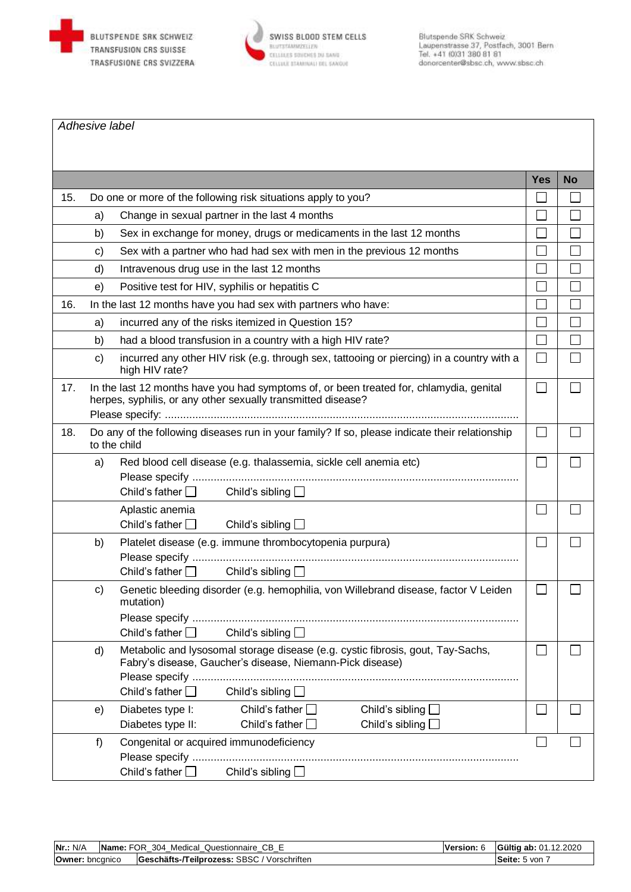BLUTSPENDE SRK SCHWEIZ
TRANSFUSION CRS SUISSE
TRASFUSIONE CRS SVIZZERA

SWISS BLOOD STEM CELLS
BLUTSTAMMZELLEN
CELLULES SOUCHES DU SANG
CELLULE STAMINALI DEL SANGUE

Blutspende SRK Schweiz
Laupenstrasse 37, Postfach, 3001 Bern
Tel. +41 (0)31 380 81 81
donorcenter@sbsc.ch, www.sbsc.ch

*Adhesive label*

| | | | Yes | No |
|---|---|---|---|---|
| 15. | Do one or more of the following risk situations apply to you? | | ☐ | ☐ |
| | a) | Change in sexual partner in the last 4 months | ☐ | ☐ |
| | b) | Sex in exchange for money, drugs or medicaments in the last 12 months | ☐ | ☐ |
| | c) | Sex with a partner who had had sex with men in the previous 12 months | ☐ | ☐ |
| | d) | Intravenous drug use in the last 12 months | ☐ | ☐ |
| | e) | Positive test for HIV, syphilis or hepatitis C | ☐ | ☐ |
| 16. | In the last 12 months have you had sex with partners who have: | | ☐ | ☐ |
| | a) | incurred any of the risks itemized in Question 15? | ☐ | ☐ |
| | b) | had a blood transfusion in a country with a high HIV rate? | ☐ | ☐ |
| | c) | incurred any other HIV risk (e.g. through sex, tattooing or piercing) in a country with a high HIV rate? | ☐ | ☐ |
| 17. | In the last 12 months have you had symptoms of, or been treated for, chlamydia, genital herpes, syphilis, or any other sexually transmitted disease? Please specify: ................................................ | | ☐ | ☐ |
| 18. | Do any of the following diseases run in your family? If so, please indicate their relationship to the child | | ☐ | ☐ |
| | a) | Red blood cell disease (e.g. thalassemia, sickle cell anemia etc) Please specify ................................................ Child's father ☐ Child's sibling ☐ | ☐ | ☐ |
| | | Aplastic anemia Child's father ☐ Child's sibling ☐ | ☐ | ☐ |
| | b) | Platelet disease (e.g. immune thrombocytopenia purpura) Please specify ................................................ Child's father ☐ Child's sibling ☐ | ☐ | ☐ |
| | c) | Genetic bleeding disorder (e.g. hemophilia, von Willebrand disease, factor V Leiden mutation) Please specify ................................................ Child's father ☐ Child's sibling ☐ | ☐ | ☐ |
| | d) | Metabolic and lysosomal storage disease (e.g. cystic fibrosis, gout, Tay-Sachs, Fabry's disease, Gaucher's disease, Niemann-Pick disease) Please specify ................................................ Child's father ☐ Child's sibling ☐ | ☐ | ☐ |
| | e) | Diabetes type I: Child's father ☐ Child's sibling ☐ Diabetes type II: Child's father ☐ Child's sibling ☐ | ☐ | ☐ |
| | f) | Congenital or acquired immunodeficiency Please specify ................................................ Child's father ☐ Child's sibling ☐ | ☐ | ☐ |

| **Nr.:** N/A | **Name:** FOR_304_Medical_Questionnaire_CB_E | **Version:** 6 | **Gültig ab:** 01.12.2020 |
|---|---|---|---|
| **Owner:** bncgnico | **Geschäfts-/Teilprozess:** SBSC / Vorschriften | | **Seite:** 5 von 7 |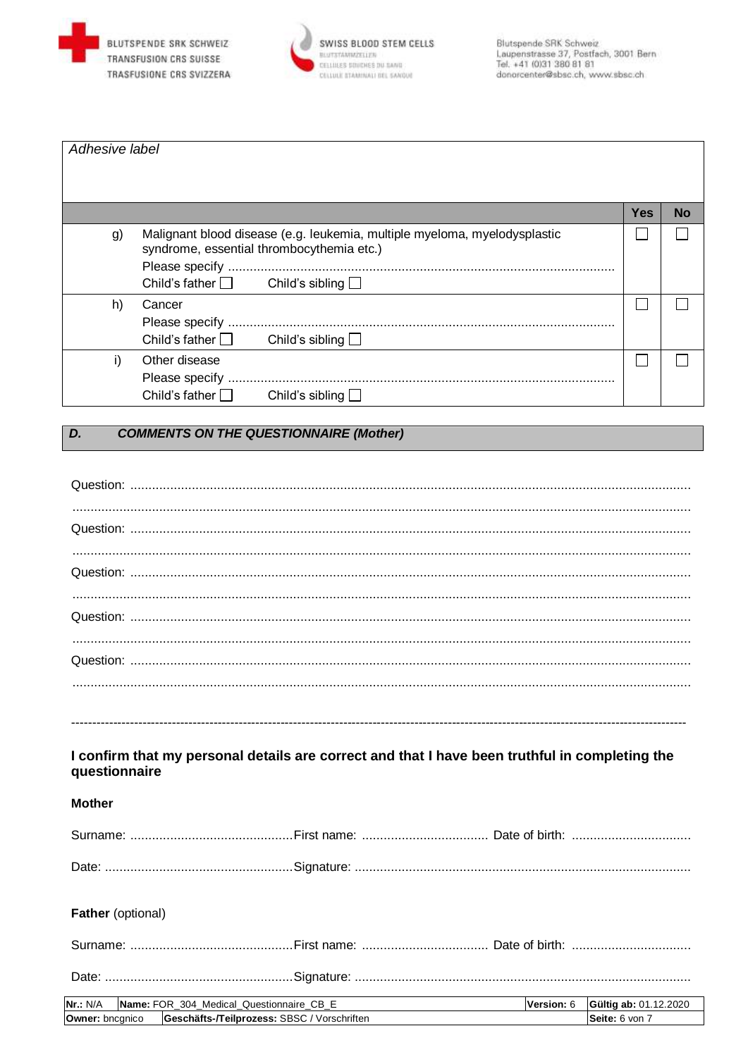*Adhesive label*

| | | Yes | No |
|---|---|---|---|
| g) | Malignant blood disease (e.g. leukemia, multiple myeloma, myelodysplastic syndrome, essential thrombocythemia etc.)<br>Please specify ......................................................................................................<br>Child's father ☐ Child's sibling ☐ | ☐ | ☐ |
| h) | Cancer<br>Please specify ......................................................................................................<br>Child's father ☐ Child's sibling ☐ | ☐ | ☐ |
| i) | Other disease<br>Please specify ......................................................................................................<br>Child's father ☐ Child's sibling ☐ | ☐ | ☐ |

## *D. COMMENTS ON THE QUESTIONNAIRE (Mother)*

Question: ..........................................................................................................................................

..........................................................................................................................................................

Question: ..........................................................................................................................................

..........................................................................................................................................................

Question: ..........................................................................................................................................

..........................................................................................................................................................

Question: ..........................................................................................................................................

..........................................................................................................................................................

Question: ..........................................................................................................................................

..........................................................................................................................................................

---

**I confirm that my personal details are correct and that I have been truthful in completing the questionnaire**

**Mother**

Surname: .............................................First name: ................................... Date of birth: .................................

Date: ....................................................Signature: ...........................................................................................

**Father** (optional)

Surname: .............................................First name: ................................... Date of birth: .................................

Date: ....................................................Signature: ...........................................................................................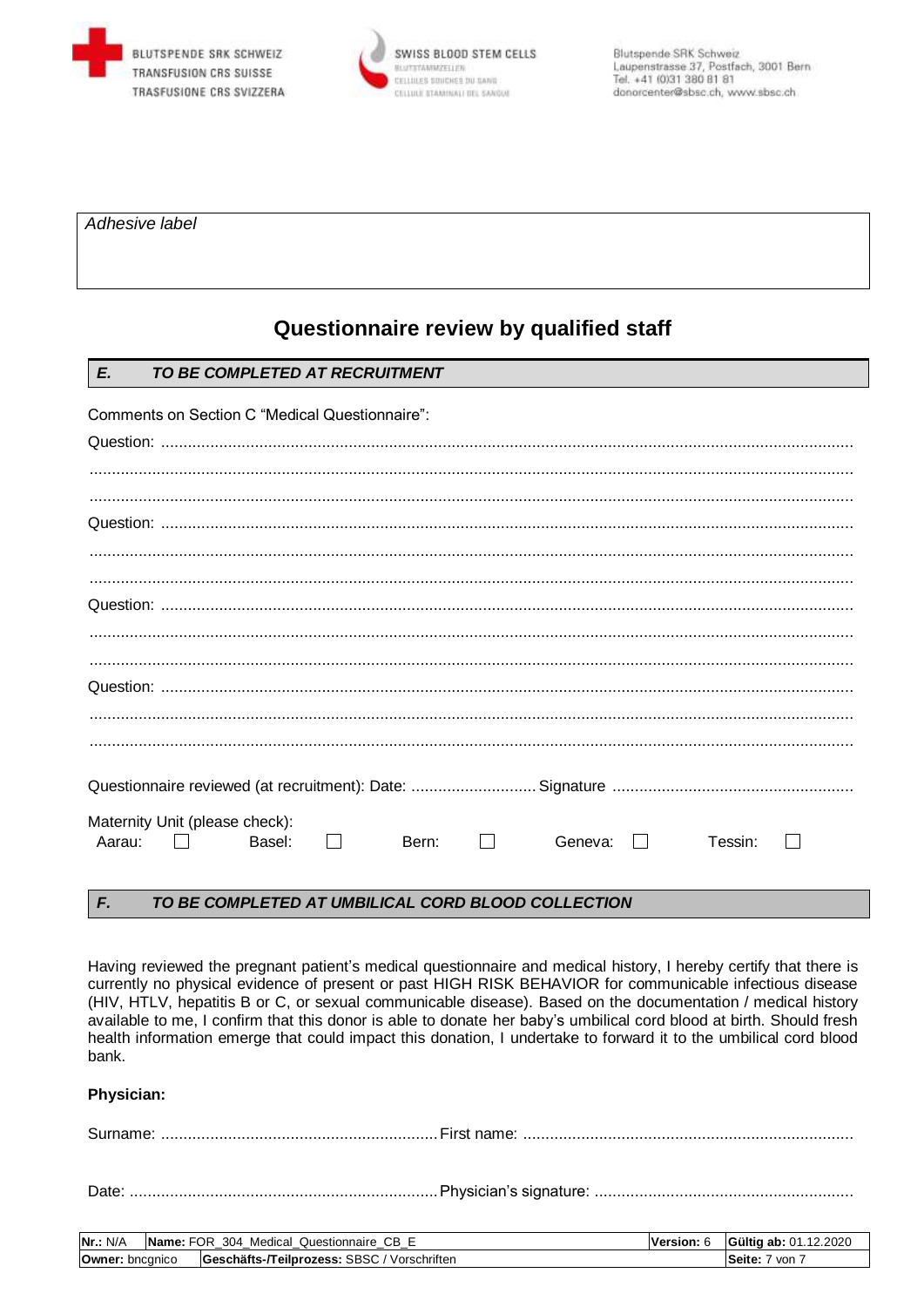Adhesive label

## Questionnaire review by qualified staff

### E. TO BE COMPLETED AT RECRUITMENT

Comments on Section C "Medical Questionnaire":

Question: ..........................................................................................................................................

..........................................................................................................................................................

..........................................................................................................................................................

Question: ..........................................................................................................................................

..........................................................................................................................................................

..........................................................................................................................................................

Question: ..........................................................................................................................................

..........................................................................................................................................................

..........................................................................................................................................................

Question: ..........................................................................................................................................

..........................................................................................................................................................

..........................................................................................................................................................

Questionnaire reviewed (at recruitment): Date: ............................ Signature ......................................................

Maternity Unit (please check):

Aarau: ☐ Basel: ☐ Bern: ☐ Geneva: ☐ Tessin: ☐

### F. TO BE COMPLETED AT UMBILICAL CORD BLOOD COLLECTION

Having reviewed the pregnant patient's medical questionnaire and medical history, I hereby certify that there is currently no physical evidence of present or past HIGH RISK BEHAVIOR for communicable infectious disease (HIV, HTLV, hepatitis B or C, or sexual communicable disease). Based on the documentation / medical history available to me, I confirm that this donor is able to donate her baby's umbilical cord blood at birth. Should fresh health information emerge that could impact this donation, I undertake to forward it to the umbilical cord blood bank.

**Physician:**

Surname: ............................................................. First name: .........................................................................

Date: .................................................................... Physician's signature: ..........................................................